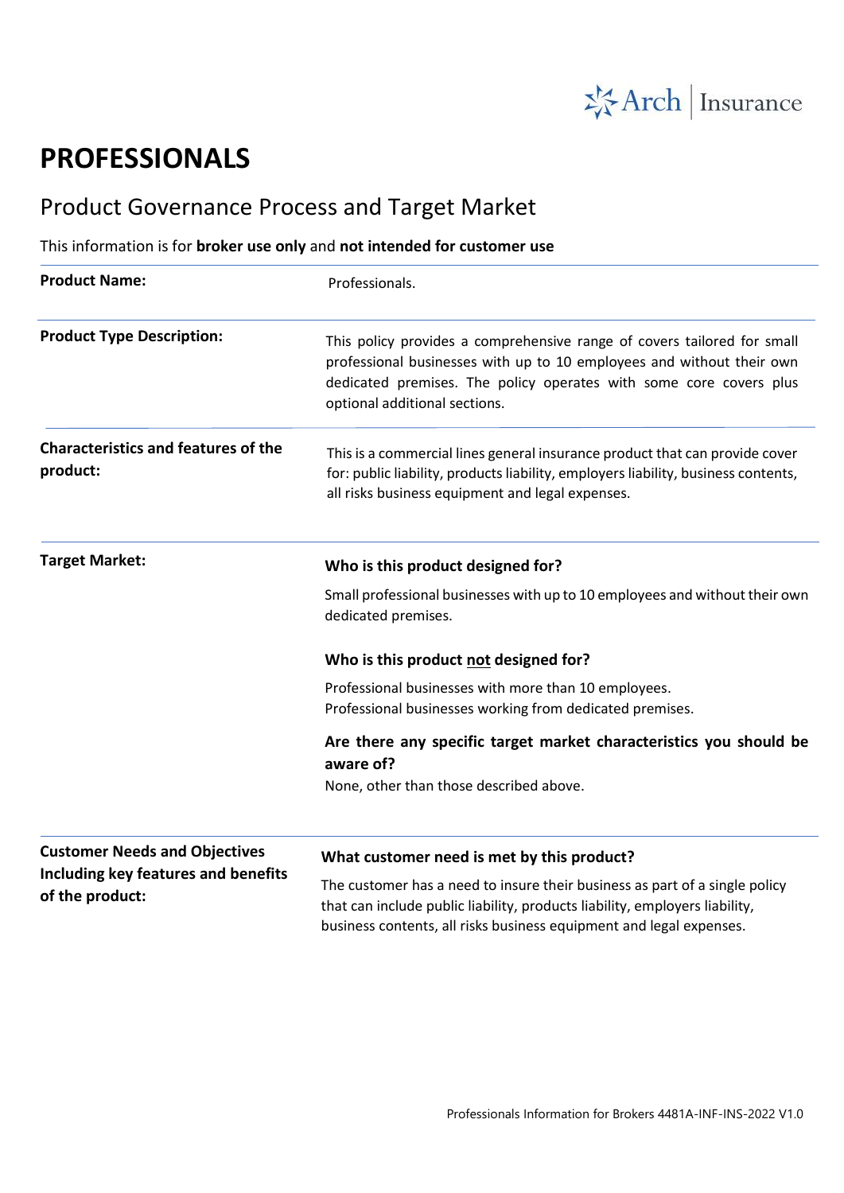# PROFESSIONALS

## Product Governance Process and Target Market

This information is for **broker use only** and **not intended for customer use**

| | |
|---|---|
| **Product Name:** | Professionals. |
| **Product Type Description:** | This policy provides a comprehensive range of covers tailored for small professional businesses with up to 10 employees and without their own dedicated premises. The policy operates with some core covers plus optional additional sections. |
| **Characteristics and features of the product:** | This is a commercial lines general insurance product that can provide cover for: public liability, products liability, employers liability, business contents, all risks business equipment and legal expenses. |
| **Target Market:** | **Who is this product designed for?**<br>Small professional businesses with up to 10 employees and without their own dedicated premises.<br><br>**Who is this product <u>not</u> designed for?**<br>Professional businesses with more than 10 employees.<br>Professional businesses working from dedicated premises.<br><br>**Are there any specific target market characteristics you should be aware of?**<br>None, other than those described above. |
| **Customer Needs and Objectives Including key features and benefits of the product:** | **What customer need is met by this product?**<br>The customer has a need to insure their business as part of a single policy that can include public liability, products liability, employers liability, business contents, all risks business equipment and legal expenses. |

Professionals Information for Brokers 4481A-INF-INS-2022 V1.0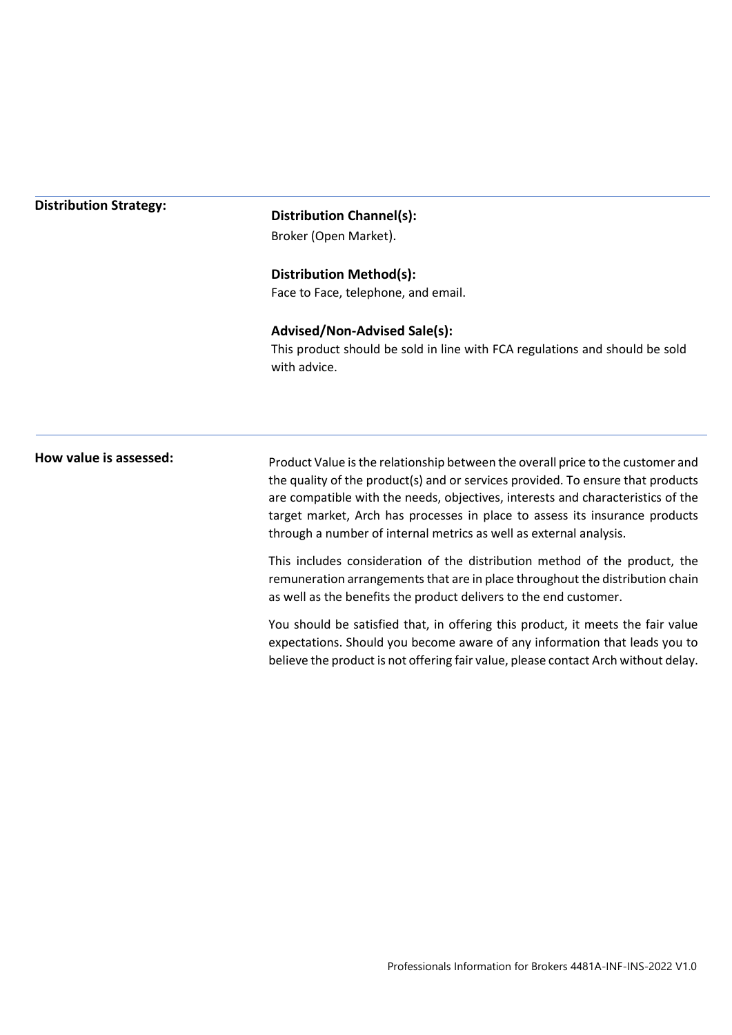**Distribution Strategy:**

**Distribution Channel(s):**

Broker (Open Market).

**Distribution Method(s):**

Face to Face, telephone, and email.

**Advised/Non-Advised Sale(s):**

This product should be sold in line with FCA regulations and should be sold with advice.

**How value is assessed:**

Product Value is the relationship between the overall price to the customer and the quality of the product(s) and or services provided. To ensure that products are compatible with the needs, objectives, interests and characteristics of the target market, Arch has processes in place to assess its insurance products through a number of internal metrics as well as external analysis.

This includes consideration of the distribution method of the product, the remuneration arrangements that are in place throughout the distribution chain as well as the benefits the product delivers to the end customer.

You should be satisfied that, in offering this product, it meets the fair value expectations. Should you become aware of any information that leads you to believe the product is not offering fair value, please contact Arch without delay.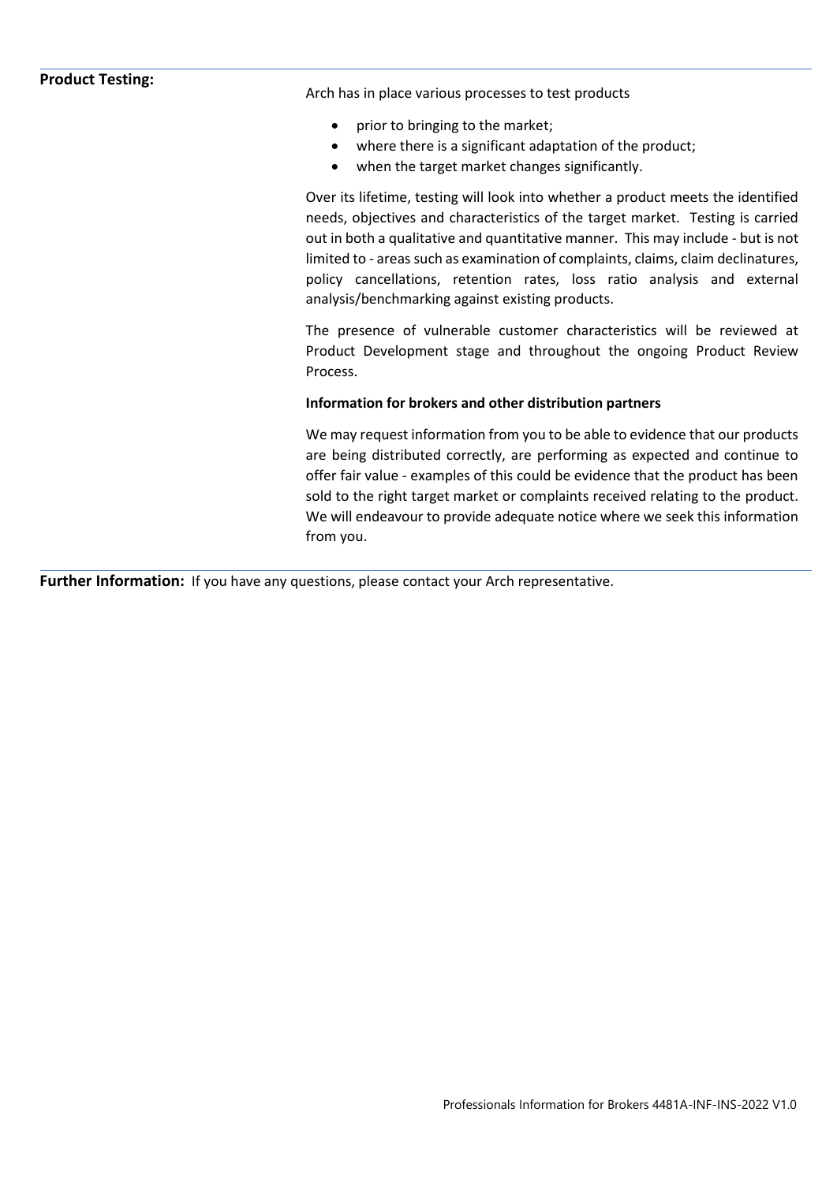**Product Testing:**

Arch has in place various processes to test products

- prior to bringing to the market;
- where there is a significant adaptation of the product;
- when the target market changes significantly.

Over its lifetime, testing will look into whether a product meets the identified needs, objectives and characteristics of the target market. Testing is carried out in both a qualitative and quantitative manner. This may include - but is not limited to - areas such as examination of complaints, claims, claim declinatures, policy cancellations, retention rates, loss ratio analysis and external analysis/benchmarking against existing products.

The presence of vulnerable customer characteristics will be reviewed at Product Development stage and throughout the ongoing Product Review Process.

**Information for brokers and other distribution partners**

We may request information from you to be able to evidence that our products are being distributed correctly, are performing as expected and continue to offer fair value - examples of this could be evidence that the product has been sold to the right target market or complaints received relating to the product. We will endeavour to provide adequate notice where we seek this information from you.

**Further Information:** If you have any questions, please contact your Arch representative.

Professionals Information for Brokers 4481A-INF-INS-2022 V1.0